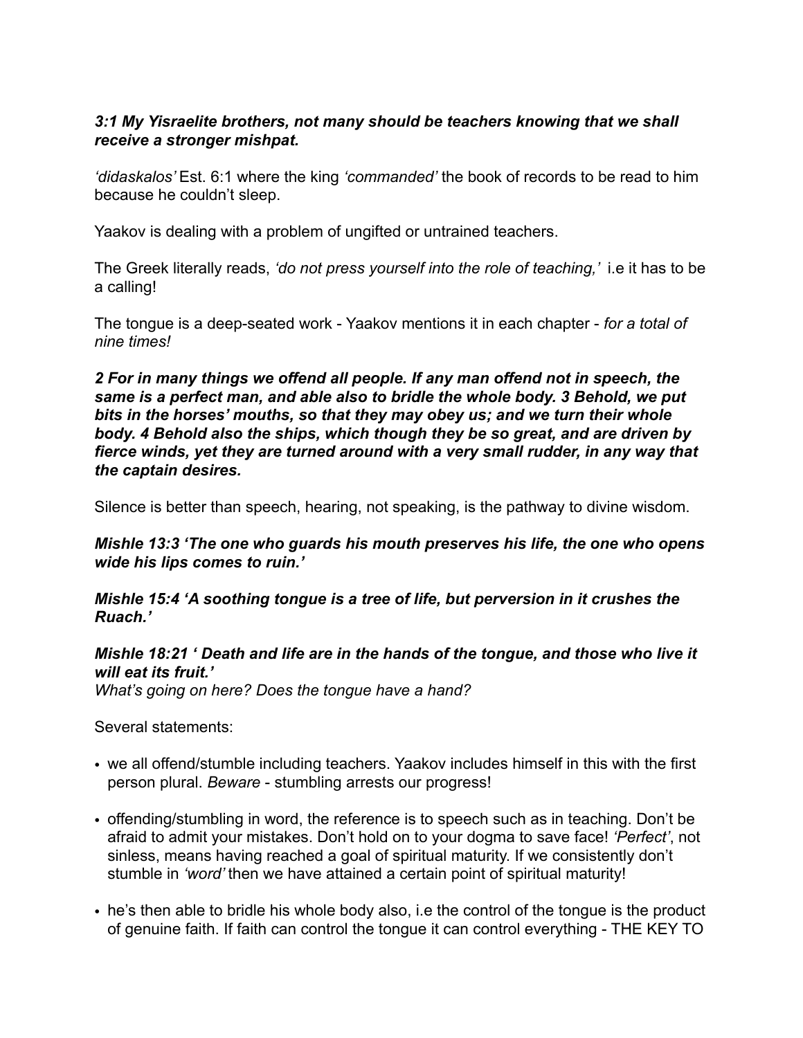***3:1 My Yisraelite brothers, not many should be teachers knowing that we shall receive a stronger mishpat.***

*'didaskalos'* Est. 6:1 where the king *'commanded'* the book of records to be read to him because he couldn't sleep.

Yaakov is dealing with a problem of ungifted or untrained teachers.

The Greek literally reads, *'do not press yourself into the role of teaching,'* i.e it has to be a calling!

The tongue is a deep-seated work - Yaakov mentions it in each chapter - *for a total of nine times!*

***2 For in many things we offend all people. If any man offend not in speech, the same is a perfect man, and able also to bridle the whole body. 3 Behold, we put bits in the horses' mouths, so that they may obey us; and we turn their whole body. 4 Behold also the ships, which though they be so great, and are driven by fierce winds, yet they are turned around with a very small rudder, in any way that the captain desires.***

Silence is better than speech, hearing, not speaking, is the pathway to divine wisdom.

***Mishle 13:3 'The one who guards his mouth preserves his life, the one who opens wide his lips comes to ruin.'***

***Mishle 15:4 'A soothing tongue is a tree of life, but perversion in it crushes the Ruach.'***

***Mishle 18:21 ' Death and life are in the hands of the tongue, and those who live it will eat its fruit.'***
*What's going on here? Does the tongue have a hand?*

Several statements:

- we all offend/stumble including teachers. Yaakov includes himself in this with the first person plural. *Beware* - stumbling arrests our progress!
- offending/stumbling in word, the reference is to speech such as in teaching. Don't be afraid to admit your mistakes. Don't hold on to your dogma to save face! *'Perfect'*, not sinless, means having reached a goal of spiritual maturity. If we consistently don't stumble in *'word'* then we have attained a certain point of spiritual maturity!
- he's then able to bridle his whole body also, i.e the control of the tongue is the product of genuine faith. If faith can control the tongue it can control everything - THE KEY TO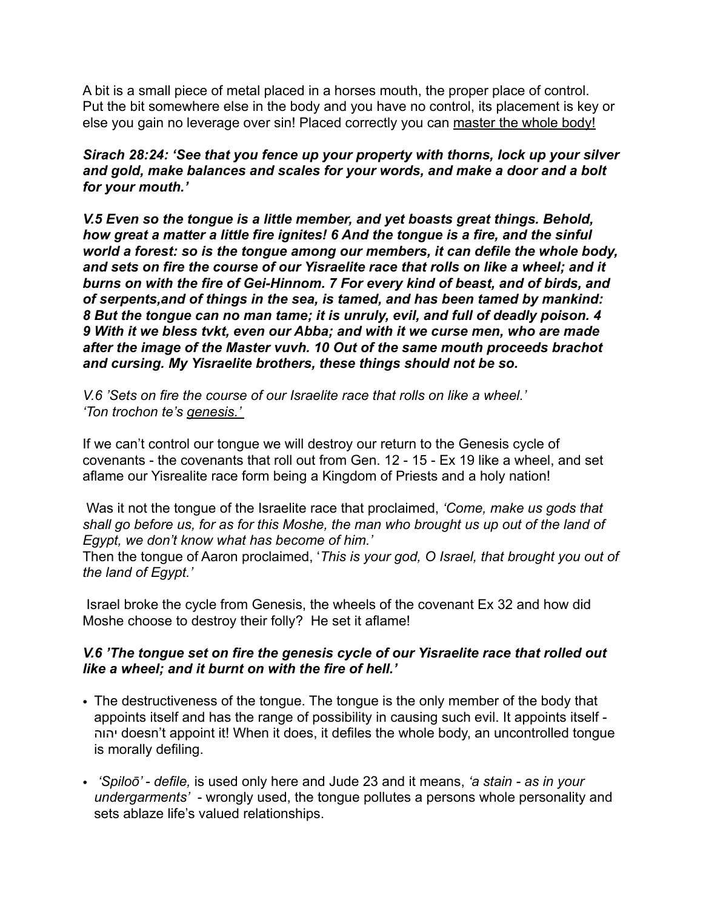A bit is a small piece of metal placed in a horses mouth, the proper place of control. Put the bit somewhere else in the body and you have no control, its placement is key or else you gain no leverage over sin! Placed correctly you can master the whole body!

***Sirach 28:24: 'See that you fence up your property with thorns, lock up your silver and gold, make balances and scales for your words, and make a door and a bolt for your mouth.'***

***V.5 Even so the tongue is a little member, and yet boasts great things. Behold, how great a matter a little fire ignites! 6 And the tongue is a fire, and the sinful world a forest: so is the tongue among our members, it can defile the whole body, and sets on fire the course of our Yisraelite race that rolls on like a wheel; and it burns on with the fire of Gei-Hinnom. 7 For every kind of beast, and of birds, and of serpents,and of things in the sea, is tamed, and has been tamed by mankind: 8 But the tongue can no man tame; it is unruly, evil, and full of deadly poison. 4 9 With it we bless tvkt, even our Abba; and with it we curse men, who are made after the image of the Master vuvh. 10 Out of the same mouth proceeds brachot and cursing. My Yisraelite brothers, these things should not be so.***

*V.6 'Sets on fire the course of our Israelite race that rolls on like a wheel.'*
*'Ton trochon te's genesis.'*

If we can't control our tongue we will destroy our return to the Genesis cycle of covenants - the covenants that roll out from Gen. 12 - 15 - Ex 19 like a wheel, and set aflame our Yisrealite race form being a Kingdom of Priests and a holy nation!

Was it not the tongue of the Israelite race that proclaimed, *'Come, make us gods that shall go before us, for as for this Moshe, the man who brought us up out of the land of Egypt, we don't know what has become of him.'*
Then the tongue of Aaron proclaimed, '*This is your god, O Israel, that brought you out of the land of Egypt.'*

Israel broke the cycle from Genesis, the wheels of the covenant Ex 32 and how did Moshe choose to destroy their folly? He set it aflame!

***V.6 'The tongue set on fire the genesis cycle of our Yisraelite race that rolled out like a wheel; and it burnt on with the fire of hell.'***

- The destructiveness of the tongue. The tongue is the only member of the body that appoints itself and has the range of possibility in causing such evil. It appoints itself - יהוה doesn't appoint it! When it does, it defiles the whole body, an uncontrolled tongue is morally defiling.
- *'Spiloō' - defile,* is used only here and Jude 23 and it means, *'a stain - as in your undergarments'* - wrongly used, the tongue pollutes a persons whole personality and sets ablaze life's valued relationships.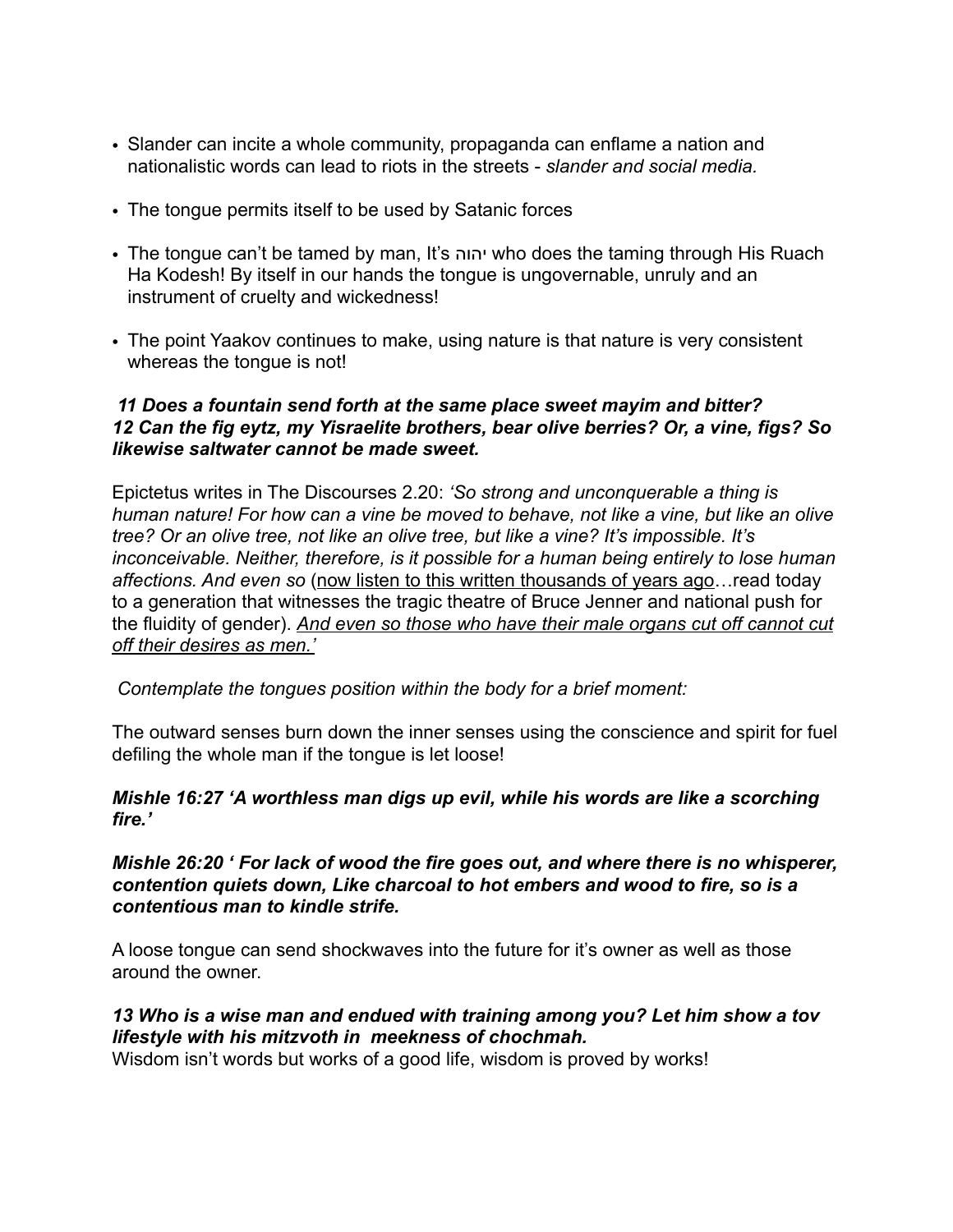- Slander can incite a whole community, propaganda can enflame a nation and nationalistic words can lead to riots in the streets - *slander and social media.*

- The tongue permits itself to be used by Satanic forces

- The tongue can't be tamed by man, It's יהוה who does the taming through His Ruach Ha Kodesh! By itself in our hands the tongue is ungovernable, unruly and an instrument of cruelty and wickedness!

- The point Yaakov continues to make, using nature is that nature is very consistent whereas the tongue is not!

***11 Does a fountain send forth at the same place sweet mayim and bitter?***
***12 Can the fig eytz, my Yisraelite brothers, bear olive berries? Or, a vine, figs? So likewise saltwater cannot be made sweet.***

Epictetus writes in The Discourses 2.20: *'So strong and unconquerable a thing is human nature! For how can a vine be moved to behave, not like a vine, but like an olive tree? Or an olive tree, not like an olive tree, but like a vine? It's impossible. It's inconceivable. Neither, therefore, is it possible for a human being entirely to lose human affections. And even so* (<u>now listen to this written thousands of years ago</u>…read today to a generation that witnesses the tragic theatre of Bruce Jenner and national push for the fluidity of gender). *<u>And even so those who have their male organs cut off cannot cut off their desires as men.'</u>*

*Contemplate the tongues position within the body for a brief moment:*

The outward senses burn down the inner senses using the conscience and spirit for fuel defiling the whole man if the tongue is let loose!

***Mishle 16:27 'A worthless man digs up evil, while his words are like a scorching fire.'***

***Mishle 26:20 ' For lack of wood the fire goes out, and where there is no whisperer, contention quiets down, Like charcoal to hot embers and wood to fire, so is a contentious man to kindle strife.***

A loose tongue can send shockwaves into the future for it's owner as well as those around the owner.

***13 Who is a wise man and endued with training among you? Let him show a tov lifestyle with his mitzvoth in meekness of chochmah.***
Wisdom isn't words but works of a good life, wisdom is proved by works!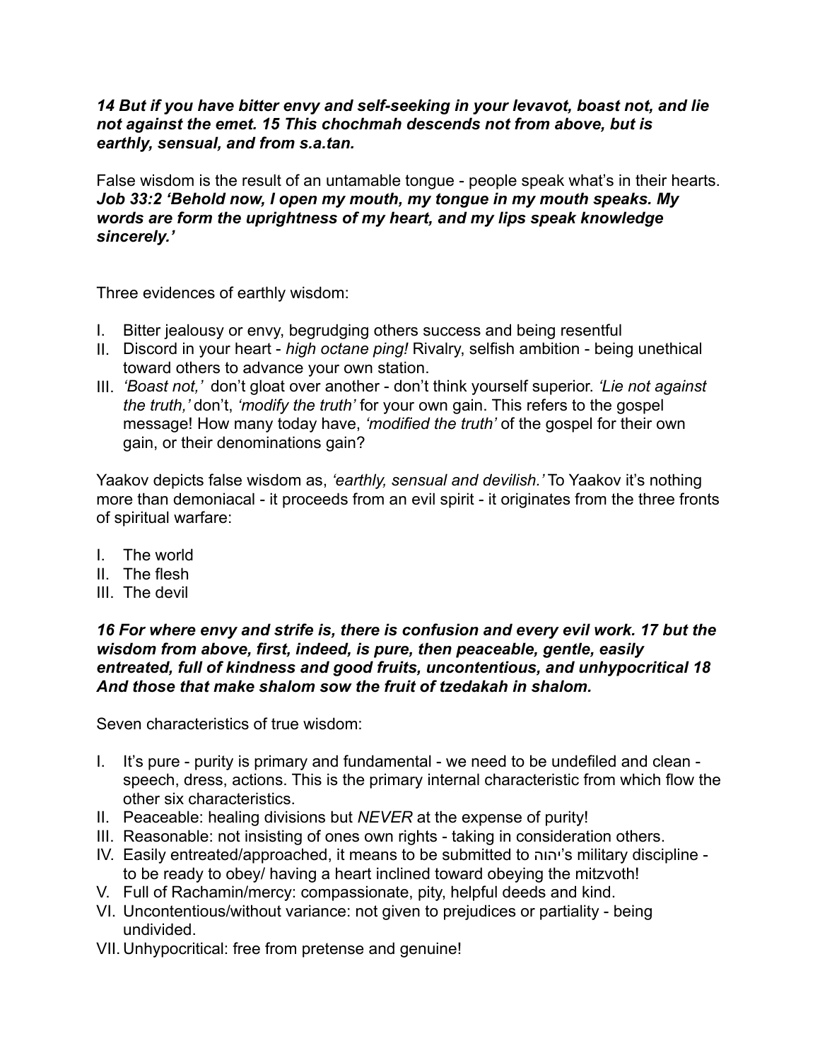***14 But if you have bitter envy and self-seeking in your levavot, boast not, and lie not against the emet. 15 This chochmah descends not from above, but is earthly, sensual, and from s.a.tan.***

False wisdom is the result of an untamable tongue - people speak what's in their hearts. ***Job 33:2 'Behold now, I open my mouth, my tongue in my mouth speaks. My words are form the uprightness of my heart, and my lips speak knowledge sincerely.'***

Three evidences of earthly wisdom:

I. Bitter jealousy or envy, begrudging others success and being resentful
II. Discord in your heart - *high octane ping!* Rivalry, selfish ambition - being unethical toward others to advance your own station.
III. *'Boast not,'* don't gloat over another - don't think yourself superior. *'Lie not against the truth,'* don't, *'modify the truth'* for your own gain. This refers to the gospel message! How many today have, *'modified the truth'* of the gospel for their own gain, or their denominations gain?

Yaakov depicts false wisdom as, *'earthly, sensual and devilish.'* To Yaakov it's nothing more than demoniacal - it proceeds from an evil spirit - it originates from the three fronts of spiritual warfare:

I. The world
II. The flesh
III. The devil

***16 For where envy and strife is, there is confusion and every evil work. 17 but the wisdom from above, first, indeed, is pure, then peaceable, gentle, easily entreated, full of kindness and good fruits, uncontentious, and unhypocritical 18 And those that make shalom sow the fruit of tzedakah in shalom.***

Seven characteristics of true wisdom:

I. It's pure - purity is primary and fundamental - we need to be undefiled and clean - speech, dress, actions. This is the primary internal characteristic from which flow the other six characteristics.
II. Peaceable: healing divisions but *NEVER* at the expense of purity!
III. Reasonable: not insisting of ones own rights - taking in consideration others.
IV. Easily entreated/approached, it means to be submitted to יהוה's military discipline - to be ready to obey/ having a heart inclined toward obeying the mitzvoth!
V. Full of Rachamin/mercy: compassionate, pity, helpful deeds and kind.
VI. Uncontentious/without variance: not given to prejudices or partiality - being undivided.
VII. Unhypocritical: free from pretense and genuine!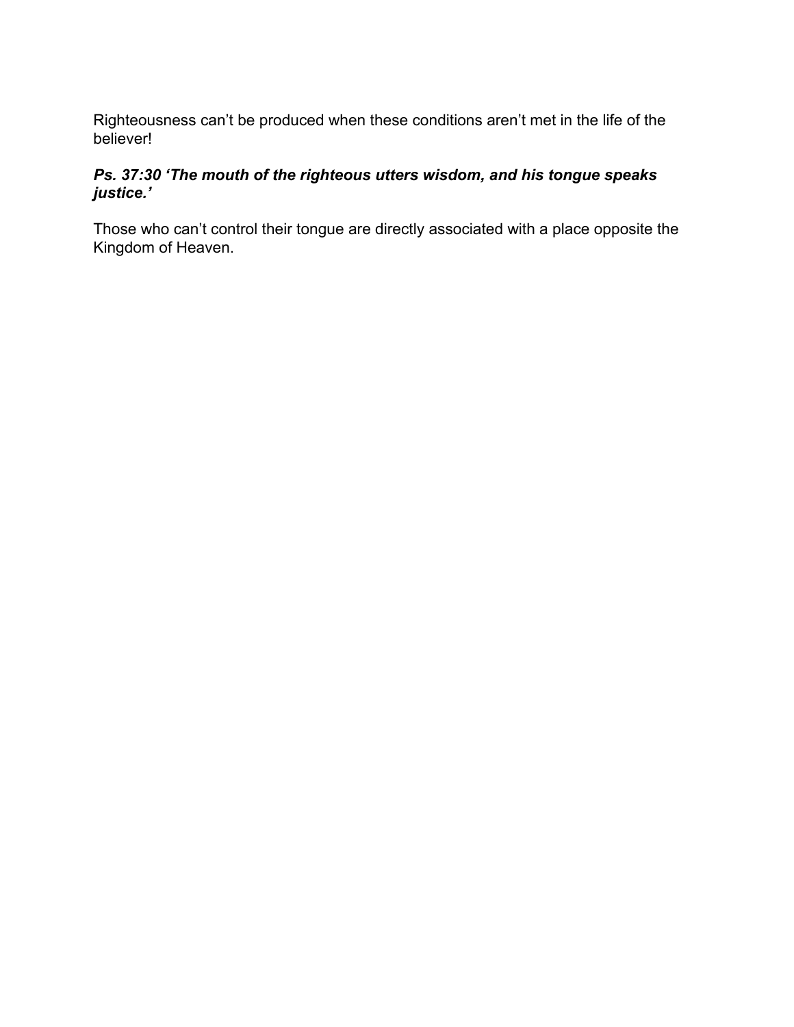Righteousness can’t be produced when these conditions aren’t met in the life of the believer!

***Ps. 37:30 ‘The mouth of the righteous utters wisdom, and his tongue speaks justice.’***

Those who can’t control their tongue are directly associated with a place opposite the Kingdom of Heaven.